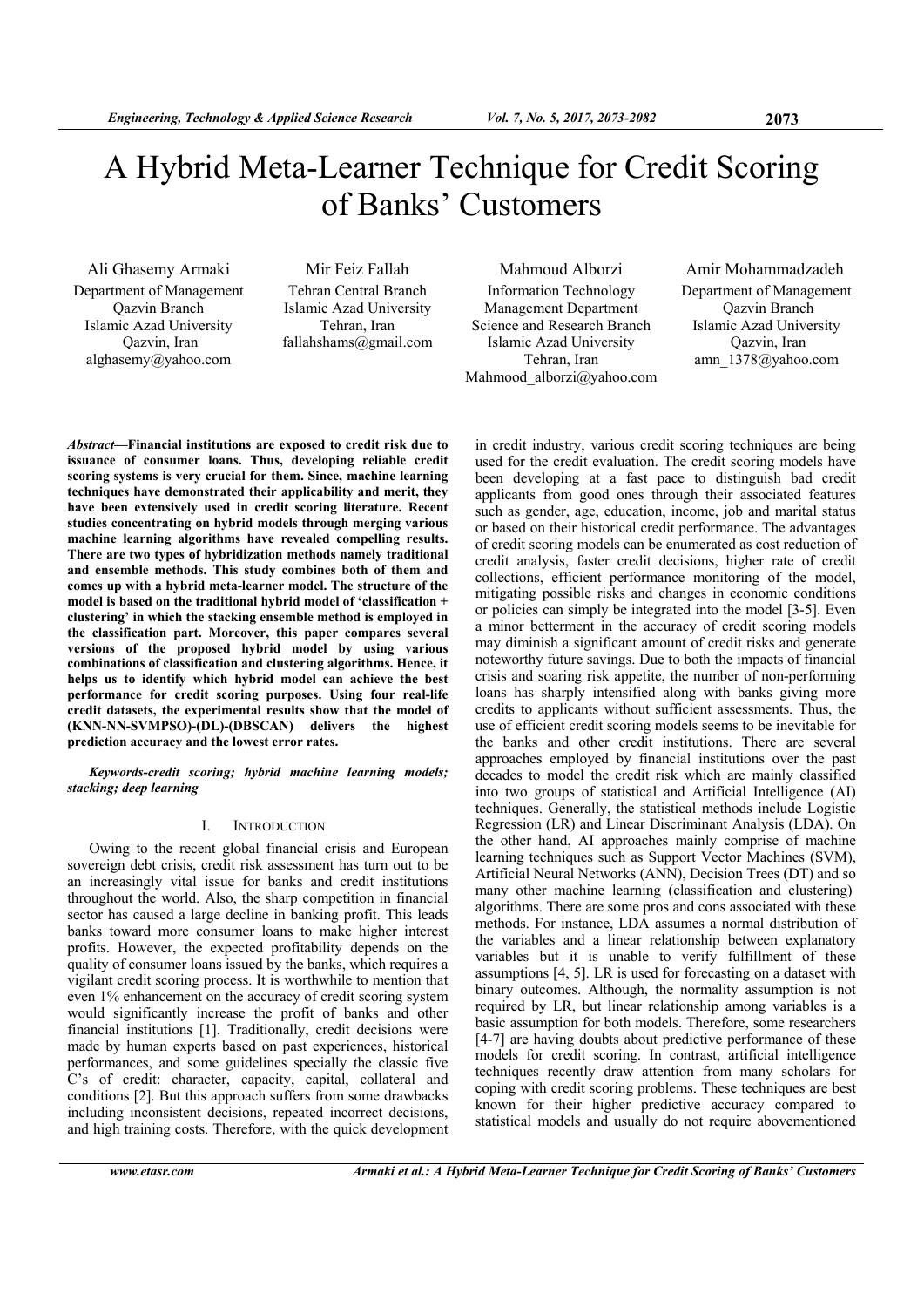# A Hybrid Meta-Learner Technique for Credit Scoring of Banks' Customers

Ali Ghasemy Armaki
Department of Management
Qazvin Branch
Islamic Azad University
Qazvin, Iran
alghasemy@yahoo.com

Mir Feiz Fallah
Tehran Central Branch
Islamic Azad University
Tehran, Iran
fallahshams@gmail.com

Mahmoud Alborzi
Information Technology Management Department
Science and Research Branch
Islamic Azad University
Tehran, Iran
Mahmood_alborzi@yahoo.com

Amir Mohammadzadeh
Department of Management
Qazvin Branch
Islamic Azad University
Qazvin, Iran
amn_1378@yahoo.com

***Abstract*—Financial institutions are exposed to credit risk due to issuance of consumer loans. Thus, developing reliable credit scoring systems is very crucial for them. Since, machine learning techniques have demonstrated their applicability and merit, they have been extensively used in credit scoring literature. Recent studies concentrating on hybrid models through merging various machine learning algorithms have revealed compelling results. There are two types of hybridization methods namely traditional and ensemble methods. This study combines both of them and comes up with a hybrid meta-learner model. The structure of the model is based on the traditional hybrid model of 'classification + clustering' in which the stacking ensemble method is employed in the classification part. Moreover, this paper compares several versions of the proposed hybrid model by using various combinations of classification and clustering algorithms. Hence, it helps us to identify which hybrid model can achieve the best performance for credit scoring purposes. Using four real-life credit datasets, the experimental results show that the model of (KNN-NN-SVMPSO)-(DL)-(DBSCAN) delivers the highest prediction accuracy and the lowest error rates.**

***Keywords-credit scoring; hybrid machine learning models; stacking; deep learning***

## I. Introduction

Owing to the recent global financial crisis and European sovereign debt crisis, credit risk assessment has turn out to be an increasingly vital issue for banks and credit institutions throughout the world. Also, the sharp competition in financial sector has caused a large decline in banking profit. This leads banks toward more consumer loans to make higher interest profits. However, the expected profitability depends on the quality of consumer loans issued by the banks, which requires a vigilant credit scoring process. It is worthwhile to mention that even 1% enhancement on the accuracy of credit scoring system would significantly increase the profit of banks and other financial institutions [1]. Traditionally, credit decisions were made by human experts based on past experiences, historical performances, and some guidelines specially the classic five C's of credit: character, capacity, capital, collateral and conditions [2]. But this approach suffers from some drawbacks including inconsistent decisions, repeated incorrect decisions, and high training costs. Therefore, with the quick development in credit industry, various credit scoring techniques are being used for the credit evaluation. The credit scoring models have been developing at a fast pace to distinguish bad credit applicants from good ones through their associated features such as gender, age, education, income, job and marital status or based on their historical credit performance. The advantages of credit scoring models can be enumerated as cost reduction of credit analysis, faster credit decisions, higher rate of credit collections, efficient performance monitoring of the model, mitigating possible risks and changes in economic conditions or policies can simply be integrated into the model [3-5]. Even a minor betterment in the accuracy of credit scoring models may diminish a significant amount of credit risks and generate noteworthy future savings. Due to both the impacts of financial crisis and soaring risk appetite, the number of non-performing loans has sharply intensified along with banks giving more credits to applicants without sufficient assessments. Thus, the use of efficient credit scoring models seems to be inevitable for the banks and other credit institutions. There are several approaches employed by financial institutions over the past decades to model the credit risk which are mainly classified into two groups of statistical and Artificial Intelligence (AI) techniques. Generally, the statistical methods include Logistic Regression (LR) and Linear Discriminant Analysis (LDA). On the other hand, AI approaches mainly comprise of machine learning techniques such as Support Vector Machines (SVM), Artificial Neural Networks (ANN), Decision Trees (DT) and so many other machine learning (classification and clustering) algorithms. There are some pros and cons associated with these methods. For instance, LDA assumes a normal distribution of the variables and a linear relationship between explanatory variables but it is unable to verify fulfillment of these assumptions [4, 5]. LR is used for forecasting on a dataset with binary outcomes. Although, the normality assumption is not required by LR, but linear relationship among variables is a basic assumption for both models. Therefore, some researchers [4-7] are having doubts about predictive performance of these models for credit scoring. In contrast, artificial intelligence techniques recently draw attention from many scholars for coping with credit scoring problems. These techniques are best known for their higher predictive accuracy compared to statistical models and usually do not require abovementioned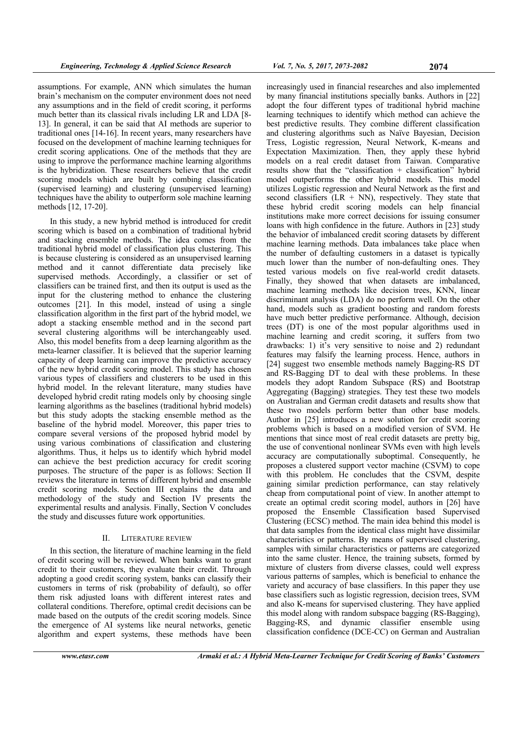assumptions. For example, ANN which simulates the human brain's mechanism on the computer environment does not need any assumptions and in the field of credit scoring, it performs much better than its classical rivals including LR and LDA [8-13]. In general, it can be said that AI methods are superior to traditional ones [14-16]. In recent years, many researchers have focused on the development of machine learning techniques for credit scoring applications. One of the methods that they are using to improve the performance machine learning algorithms is the hybridization. These researchers believe that the credit scoring models which are built by combing classification (supervised learning) and clustering (unsupervised learning) techniques have the ability to outperform sole machine learning methods [12, 17-20].

In this study, a new hybrid method is introduced for credit scoring which is based on a combination of traditional hybrid and stacking ensemble methods. The idea comes from the traditional hybrid model of classification plus clustering. This is because clustering is considered as an unsupervised learning method and it cannot differentiate data precisely like supervised methods. Accordingly, a classifier or set of classifiers can be trained first, and then its output is used as the input for the clustering method to enhance the clustering outcomes [21]. In this model, instead of using a single classification algorithm in the first part of the hybrid model, we adopt a stacking ensemble method and in the second part several clustering algorithms will be interchangeably used. Also, this model benefits from a deep learning algorithm as the meta-learner classifier. It is believed that the superior learning capacity of deep learning can improve the predictive accuracy of the new hybrid credit scoring model. This study has chosen various types of classifiers and clusterers to be used in this hybrid model. In the relevant literature, many studies have developed hybrid credit rating models only by choosing single learning algorithms as the baselines (traditional hybrid models) but this study adopts the stacking ensemble method as the baseline of the hybrid model. Moreover, this paper tries to compare several versions of the proposed hybrid model by using various combinations of classification and clustering algorithms. Thus, it helps us to identify which hybrid model can achieve the best prediction accuracy for credit scoring purposes. The structure of the paper is as follows: Section II reviews the literature in terms of different hybrid and ensemble credit scoring models. Section III explains the data and methodology of the study and Section IV presents the experimental results and analysis. Finally, Section V concludes the study and discusses future work opportunities.

## II. Literature Review

In this section, the literature of machine learning in the field of credit scoring will be reviewed. When banks want to grant credit to their customers, they evaluate their credit. Through adopting a good credit scoring system, banks can classify their customers in terms of risk (probability of default), so offer them risk adjusted loans with different interest rates and collateral conditions. Therefore, optimal credit decisions can be made based on the outputs of the credit scoring models. Since the emergence of AI systems like neural networks, genetic algorithm and expert systems, these methods have been increasingly used in financial researches and also implemented by many financial institutions specially banks. Authors in [22] adopt the four different types of traditional hybrid machine learning techniques to identify which method can achieve the best predictive results. They combine different classification and clustering algorithms such as Naïve Bayesian, Decision Tress, Logistic regression, Neural Network, K-means and Expectation Maximization. Then, they apply these hybrid models on a real credit dataset from Taiwan. Comparative results show that the "classification + classification" hybrid model outperforms the other hybrid models. This model utilizes Logistic regression and Neural Network as the first and second classifiers (LR + NN), respectively. They state that these hybrid credit scoring models can help financial institutions make more correct decisions for issuing consumer loans with high confidence in the future. Authors in [23] study the behavior of imbalanced credit scoring datasets by different machine learning methods. Data imbalances take place when the number of defaulting customers in a dataset is typically much lower than the number of non-defaulting ones. They tested various models on five real-world credit datasets. Finally, they showed that when datasets are imbalanced, machine learning methods like decision trees, KNN, linear discriminant analysis (LDA) do no perform well. On the other hand, models such as gradient boosting and random forests have much better predictive performance. Although, decision trees (DT) is one of the most popular algorithms used in machine learning and credit scoring, it suffers from two drawbacks: 1) it's very sensitive to noise and 2) redundant features may falsify the learning process. Hence, authors in [24] suggest two ensemble methods namely Bagging-RS DT and RS-Bagging DT to deal with these problems. In these models they adopt Random Subspace (RS) and Bootstrap Aggregating (Bagging) strategies. They test these two models on Australian and German credit datasets and results show that these two models perform better than other base models. Author in [25] introduces a new solution for credit scoring problems which is based on a modified version of SVM. He mentions that since most of real credit datasets are pretty big, the use of conventional nonlinear SVMs even with high levels accuracy are computationally suboptimal. Consequently, he proposes a clustered support vector machine (CSVM) to cope with this problem. He concludes that the CSVM, despite gaining similar prediction performance, can stay relatively cheap from computational point of view. In another attempt to create an optimal credit scoring model, authors in [26] have proposed the Ensemble Classification based Supervised Clustering (ECSC) method. The main idea behind this model is that data samples from the identical class might have dissimilar characteristics or patterns. By means of supervised clustering, samples with similar characteristics or patterns are categorized into the same cluster. Hence, the training subsets, formed by mixture of clusters from diverse classes, could well express various patterns of samples, which is beneficial to enhance the variety and accuracy of base classifiers. In this paper they use base classifiers such as logistic regression, decision trees, SVM and also K-means for supervised clustering. They have applied this model along with random subspace bagging (RS-Bagging), Bagging-RS, and dynamic classifier ensemble using classification confidence (DCE-CC) on German and Australian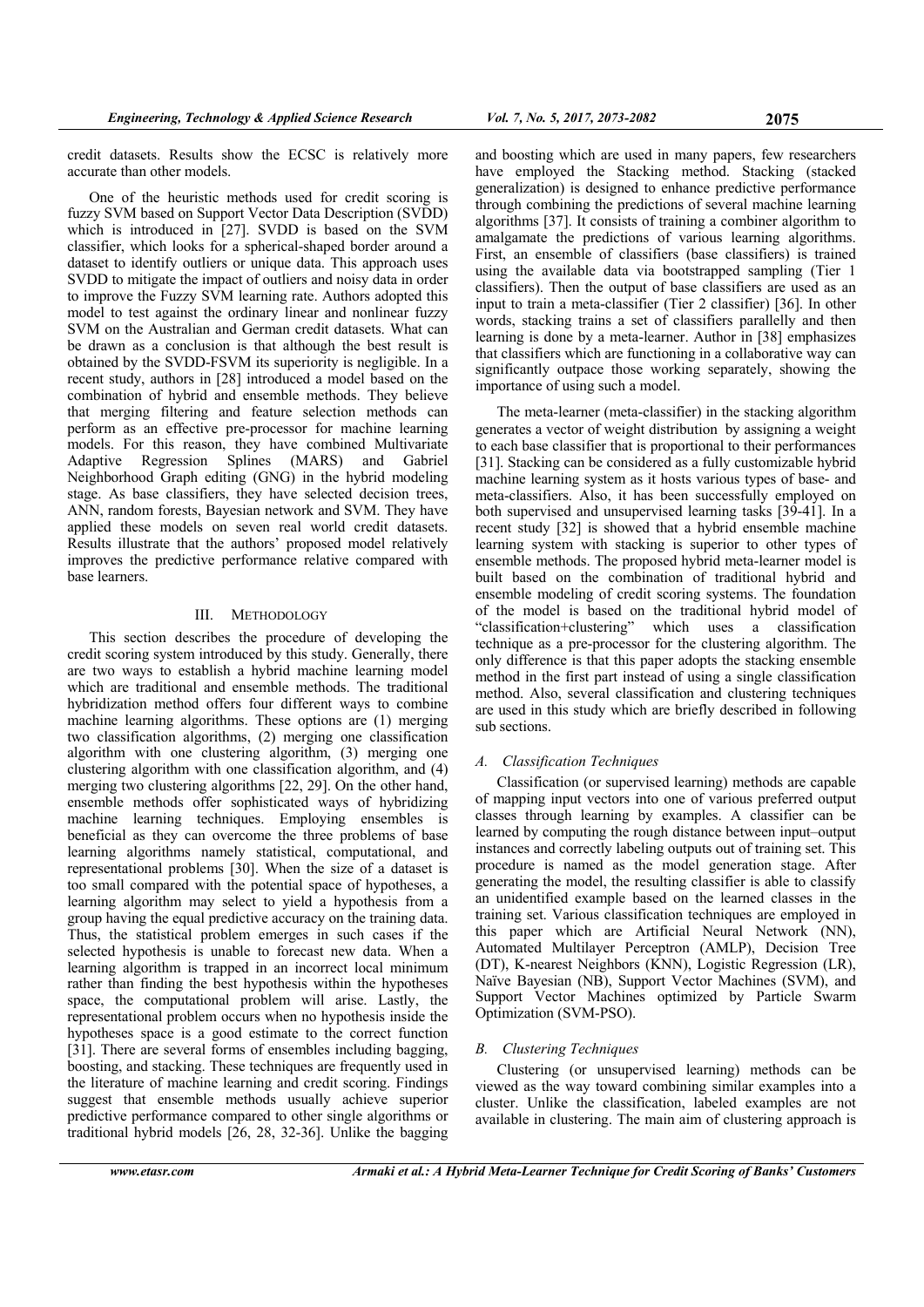credit datasets. Results show the ECSC is relatively more accurate than other models.

One of the heuristic methods used for credit scoring is fuzzy SVM based on Support Vector Data Description (SVDD) which is introduced in [27]. SVDD is based on the SVM classifier, which looks for a spherical-shaped border around a dataset to identify outliers or unique data. This approach uses SVDD to mitigate the impact of outliers and noisy data in order to improve the Fuzzy SVM learning rate. Authors adopted this model to test against the ordinary linear and nonlinear fuzzy SVM on the Australian and German credit datasets. What can be drawn as a conclusion is that although the best result is obtained by the SVDD-FSVM its superiority is negligible. In a recent study, authors in [28] introduced a model based on the combination of hybrid and ensemble methods. They believe that merging filtering and feature selection methods can perform as an effective pre-processor for machine learning models. For this reason, they have combined Multivariate Adaptive Regression Splines (MARS) and Gabriel Neighborhood Graph editing (GNG) in the hybrid modeling stage. As base classifiers, they have selected decision trees, ANN, random forests, Bayesian network and SVM. They have applied these models on seven real world credit datasets. Results illustrate that the authors' proposed model relatively improves the predictive performance relative compared with base learners.

## III. Methodology

This section describes the procedure of developing the credit scoring system introduced by this study. Generally, there are two ways to establish a hybrid machine learning model which are traditional and ensemble methods. The traditional hybridization method offers four different ways to combine machine learning algorithms. These options are (1) merging two classification algorithms, (2) merging one classification algorithm with one clustering algorithm, (3) merging one clustering algorithm with one classification algorithm, and (4) merging two clustering algorithms [22, 29]. On the other hand, ensemble methods offer sophisticated ways of hybridizing machine learning techniques. Employing ensembles is beneficial as they can overcome the three problems of base learning algorithms namely statistical, computational, and representational problems [30]. When the size of a dataset is too small compared with the potential space of hypotheses, a learning algorithm may select to yield a hypothesis from a group having the equal predictive accuracy on the training data. Thus, the statistical problem emerges in such cases if the selected hypothesis is unable to forecast new data. When a learning algorithm is trapped in an incorrect local minimum rather than finding the best hypothesis within the hypotheses space, the computational problem will arise. Lastly, the representational problem occurs when no hypothesis inside the hypotheses space is a good estimate to the correct function [31]. There are several forms of ensembles including bagging, boosting, and stacking. These techniques are frequently used in the literature of machine learning and credit scoring. Findings suggest that ensemble methods usually achieve superior predictive performance compared to other single algorithms or traditional hybrid models [26, 28, 32-36]. Unlike the bagging and boosting which are used in many papers, few researchers have employed the Stacking method. Stacking (stacked generalization) is designed to enhance predictive performance through combining the predictions of several machine learning algorithms [37]. It consists of training a combiner algorithm to amalgamate the predictions of various learning algorithms. First, an ensemble of classifiers (base classifiers) is trained using the available data via bootstrapped sampling (Tier 1 classifiers). Then the output of base classifiers are used as an input to train a meta-classifier (Tier 2 classifier) [36]. In other words, stacking trains a set of classifiers parallelly and then learning is done by a meta-learner. Author in [38] emphasizes that classifiers which are functioning in a collaborative way can significantly outpace those working separately, showing the importance of using such a model.

The meta-learner (meta-classifier) in the stacking algorithm generates a vector of weight distribution by assigning a weight to each base classifier that is proportional to their performances [31]. Stacking can be considered as a fully customizable hybrid machine learning system as it hosts various types of base- and meta-classifiers. Also, it has been successfully employed on both supervised and unsupervised learning tasks [39-41]. In a recent study [32] is showed that a hybrid ensemble machine learning system with stacking is superior to other types of ensemble methods. The proposed hybrid meta-learner model is built based on the combination of traditional hybrid and ensemble modeling of credit scoring systems. The foundation of the model is based on the traditional hybrid model of "classification+clustering" which uses a classification technique as a pre-processor for the clustering algorithm. The only difference is that this paper adopts the stacking ensemble method in the first part instead of using a single classification method. Also, several classification and clustering techniques are used in this study which are briefly described in following sub sections.

### A. Classification Techniques

Classification (or supervised learning) methods are capable of mapping input vectors into one of various preferred output classes through learning by examples. A classifier can be learned by computing the rough distance between input–output instances and correctly labeling outputs out of training set. This procedure is named as the model generation stage. After generating the model, the resulting classifier is able to classify an unidentified example based on the learned classes in the training set. Various classification techniques are employed in this paper which are Artificial Neural Network (NN), Automated Multilayer Perceptron (AMLP), Decision Tree (DT), K-nearest Neighbors (KNN), Logistic Regression (LR), Naïve Bayesian (NB), Support Vector Machines (SVM), and Support Vector Machines optimized by Particle Swarm Optimization (SVM-PSO).

### B. Clustering Techniques

Clustering (or unsupervised learning) methods can be viewed as the way toward combining similar examples into a cluster. Unlike the classification, labeled examples are not available in clustering. The main aim of clustering approach is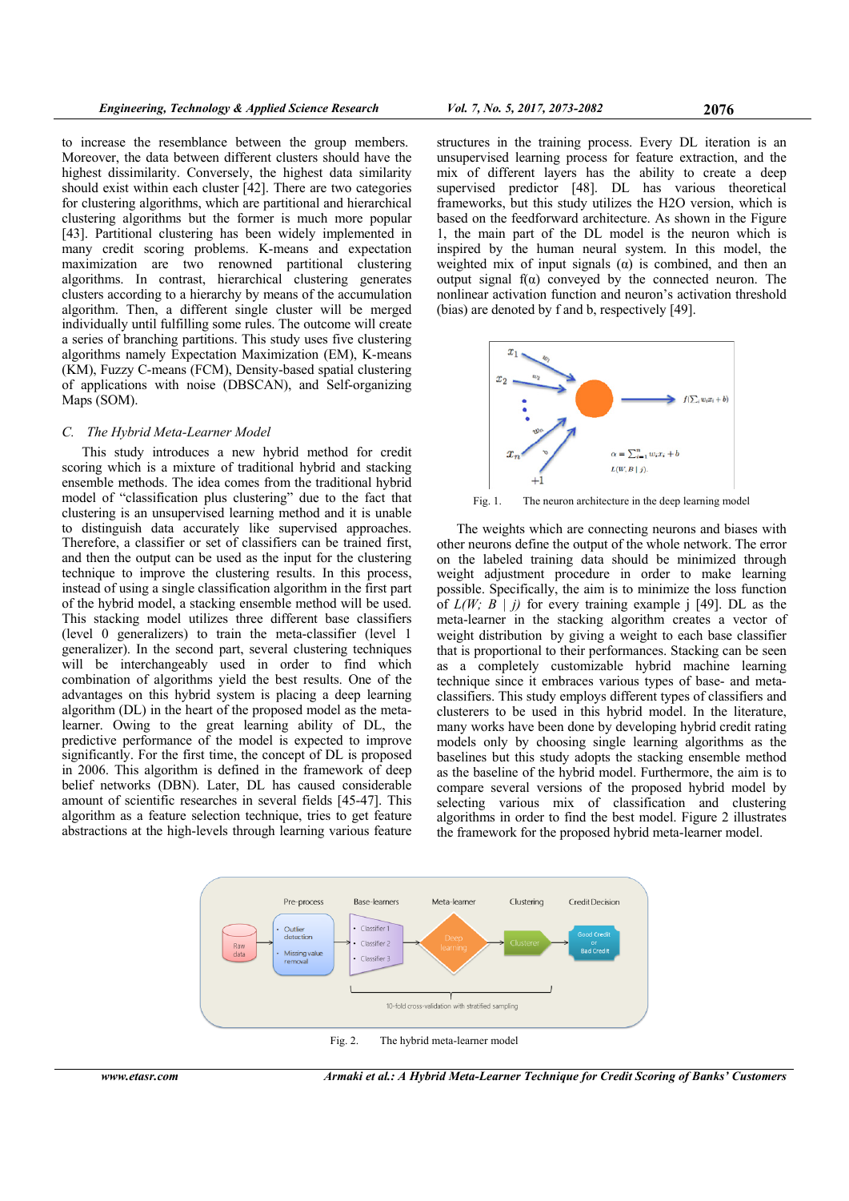to increase the resemblance between the group members. Moreover, the data between different clusters should have the highest dissimilarity. Conversely, the highest data similarity should exist within each cluster [42]. There are two categories for clustering algorithms, which are partitional and hierarchical clustering algorithms but the former is much more popular [43]. Partitional clustering has been widely implemented in many credit scoring problems. K-means and expectation maximization are two renowned partitional clustering algorithms. In contrast, hierarchical clustering generates clusters according to a hierarchy by means of the accumulation algorithm. Then, a different single cluster will be merged individually until fulfilling some rules. The outcome will create a series of branching partitions. This study uses five clustering algorithms namely Expectation Maximization (EM), K-means (KM), Fuzzy C-means (FCM), Density-based spatial clustering of applications with noise (DBSCAN), and Self-organizing Maps (SOM).

### C. The Hybrid Meta-Learner Model

This study introduces a new hybrid method for credit scoring which is a mixture of traditional hybrid and stacking ensemble methods. The idea comes from the traditional hybrid model of "classification plus clustering" due to the fact that clustering is an unsupervised learning method and it is unable to distinguish data accurately like supervised approaches. Therefore, a classifier or set of classifiers can be trained first, and then the output can be used as the input for the clustering technique to improve the clustering results. In this process, instead of using a single classification algorithm in the first part of the hybrid model, a stacking ensemble method will be used. This stacking model utilizes three different base classifiers (level 0 generalizers) to train the meta-classifier (level 1 generalizer). In the second part, several clustering techniques will be interchangeably used in order to find which combination of algorithms yield the best results. One of the advantages on this hybrid system is placing a deep learning algorithm (DL) in the heart of the proposed model as the meta-learner. Owing to the great learning ability of DL, the predictive performance of the model is expected to improve significantly. For the first time, the concept of DL is proposed in 2006. This algorithm is defined in the framework of deep belief networks (DBN). Later, DL has caused considerable amount of scientific researches in several fields [45-47]. This algorithm as a feature selection technique, tries to get feature abstractions at the high-levels through learning various feature structures in the training process. Every DL iteration is an unsupervised learning process for feature extraction, and the mix of different layers has the ability to create a deep supervised predictor [48]. DL has various theoretical frameworks, but this study utilizes the H2O version, which is based on the feedforward architecture. As shown in the Figure 1, the main part of the DL model is the neuron which is inspired by the human neural system. In this model, the weighted mix of input signals (α) is combined, and then an output signal f(α) conveyed by the connected neuron. The nonlinear activation function and neuron's activation threshold (bias) are denoted by f and b, respectively [49].

Fig. 1. The neuron architecture in the deep learning model

The weights which are connecting neurons and biases with other neurons define the output of the whole network. The error on the labeled training data should be minimized through weight adjustment procedure in order to make learning possible. Specifically, the aim is to minimize the loss function of $L(W;\ B \mid j)$ for every training example j [49]. DL as the meta-learner in the stacking algorithm creates a vector of weight distribution by giving a weight to each base classifier that is proportional to their performances. Stacking can be seen as a completely customizable hybrid machine learning technique since it embraces various types of base- and meta-classifiers. This study employs different types of classifiers and clusterers to be used in this hybrid model. In the literature, many works have been done by developing hybrid credit rating models only by choosing single learning algorithms as the baselines but this study adopts the stacking ensemble method as the baseline of the hybrid model. Furthermore, the aim is to compare several versions of the proposed hybrid model by selecting various mix of classification and clustering algorithms in order to find the best model. Figure 2 illustrates the framework for the proposed hybrid meta-learner model.

Fig. 2. The hybrid meta-learner model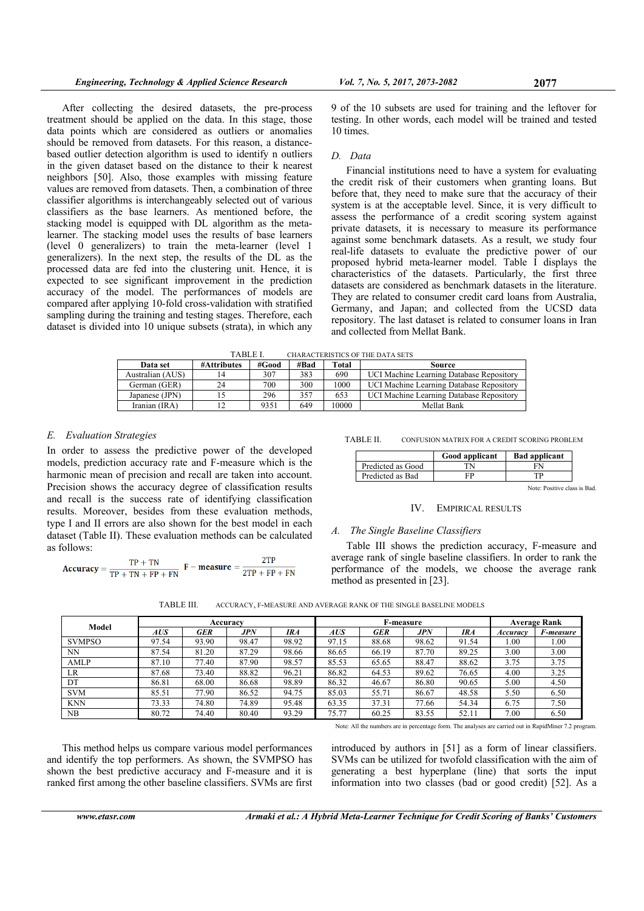After collecting the desired datasets, the pre-process treatment should be applied on the data. In this stage, those data points which are considered as outliers or anomalies should be removed from datasets. For this reason, a distance-based outlier detection algorithm is used to identify n outliers in the given dataset based on the distance to their k nearest neighbors [50]. Also, those examples with missing feature values are removed from datasets. Then, a combination of three classifier algorithms is interchangeably selected out of various classifiers as the base learners. As mentioned before, the stacking model is equipped with DL algorithm as the meta-learner. The stacking model uses the results of base learners (level 0 generalizers) to train the meta-learner (level 1 generalizers). In the next step, the results of the DL as the processed data are fed into the clustering unit. Hence, it is expected to see significant improvement in the prediction accuracy of the model. The performances of models are compared after applying 10-fold cross-validation with stratified sampling during the training and testing stages. Therefore, each dataset is divided into 10 unique subsets (strata), in which any 9 of the 10 subsets are used for training and the leftover for testing. In other words, each model will be trained and tested 10 times.

### *D. Data*

Financial institutions need to have a system for evaluating the credit risk of their customers when granting loans. But before that, they need to make sure that the accuracy of their system is at the acceptable level. Since, it is very difficult to assess the performance of a credit scoring system against private datasets, it is necessary to measure its performance against some benchmark datasets. As a result, we study four real-life datasets to evaluate the predictive power of our proposed hybrid meta-learner model. Table I displays the characteristics of the datasets. Particularly, the first three datasets are considered as benchmark datasets in the literature. They are related to consumer credit card loans from Australia, Germany, and Japan; and collected from the UCSD data repository. The last dataset is related to consumer loans in Iran and collected from Mellat Bank.

TABLE I. CHARACTERISTICS OF THE DATA SETS

| Data set | #Attributes | #Good | #Bad | Total | Source |
|---|---|---|---|---|---|
| Australian (AUS) | 14 | 307 | 383 | 690 | UCI Machine Learning Database Repository |
| German (GER) | 24 | 700 | 300 | 1000 | UCI Machine Learning Database Repository |
| Japanese (JPN) | 15 | 296 | 357 | 653 | UCI Machine Learning Database Repository |
| Iranian (IRA) | 12 | 9351 | 649 | 10000 | Mellat Bank |

### *E. Evaluation Strategies*

In order to assess the predictive power of the developed models, prediction accuracy rate and F-measure which is the harmonic mean of precision and recall are taken into account. Precision shows the accuracy degree of classification results and recall is the success rate of identifying classification results. Moreover, besides from these evaluation methods, type I and II errors are also shown for the best model in each dataset (Table II). These evaluation methods can be calculated as follows:

$$\textbf{Accuracy} = \frac{\mathrm{TP} + \mathrm{TN}}{\mathrm{TP} + \mathrm{TN} + \mathrm{FP} + \mathrm{FN}} \quad \textbf{F}-\textbf{measure} = \frac{2\mathrm{TP}}{2\mathrm{TP} + \mathrm{FP} + \mathrm{FN}}$$

TABLE II. CONFUSION MATRIX FOR A CREDIT SCORING PROBLEM

| | Good applicant | Bad applicant |
|---|---|---|
| Predicted as Good | TN | FN |
| Predicted as Bad | FP | TP |

Note: Positive class is Bad.

## IV. EMPIRICAL RESULTS

### *A. The Single Baseline Classifiers*

Table III shows the prediction accuracy, F-measure and average rank of single baseline classifiers. In order to rank the performance of the models, we choose the average rank method as presented in [23].

TABLE III. ACCURACY, F-MEASURE AND AVERAGE RANK OF THE SINGLE BASELINE MODELS

| Model | Accuracy | | | | F-measure | | | | Average Rank | |
|---|---|---|---|---|---|---|---|---|---|---|
| | *AUS* | *GER* | *JPN* | *IRA* | *AUS* | *GER* | *JPN* | *IRA* | *Accuracy* | *F-measure* |
| SVMPSO | 97.54 | 93.90 | 98.47 | 98.92 | 97.15 | 88.68 | 98.62 | 91.54 | 1.00 | 1.00 |
| NN | 87.54 | 81.20 | 87.29 | 98.66 | 86.65 | 66.19 | 87.70 | 89.25 | 3.00 | 3.00 |
| AMLP | 87.10 | 77.40 | 87.90 | 98.57 | 85.53 | 65.65 | 88.47 | 88.62 | 3.75 | 3.75 |
| LR | 87.68 | 73.40 | 88.82 | 96.21 | 86.82 | 64.53 | 89.62 | 76.65 | 4.00 | 3.25 |
| DT | 86.81 | 68.00 | 86.68 | 98.89 | 86.32 | 46.67 | 86.80 | 90.65 | 5.00 | 4.50 |
| SVM | 85.51 | 77.90 | 86.52 | 94.75 | 85.03 | 55.71 | 86.67 | 48.58 | 5.50 | 6.50 |
| KNN | 73.33 | 74.80 | 74.89 | 95.48 | 63.35 | 37.31 | 77.66 | 54.34 | 6.75 | 7.50 |
| NB | 80.72 | 74.40 | 80.40 | 93.29 | 75.77 | 60.25 | 83.55 | 52.11 | 7.00 | 6.50 |

Note: All the numbers are in percentage form. The analyses are carried out in RapidMiner 7.2 program.

This method helps us compare various model performances and identify the top performers. As shown, the SVMPSO has shown the best predictive accuracy and F-measure and it is ranked first among the other baseline classifiers. SVMs are first introduced by authors in [51] as a form of linear classifiers. SVMs can be utilized for twofold classification with the aim of generating a best hyperplane (line) that sorts the input information into two classes (bad or good credit) [52]. As a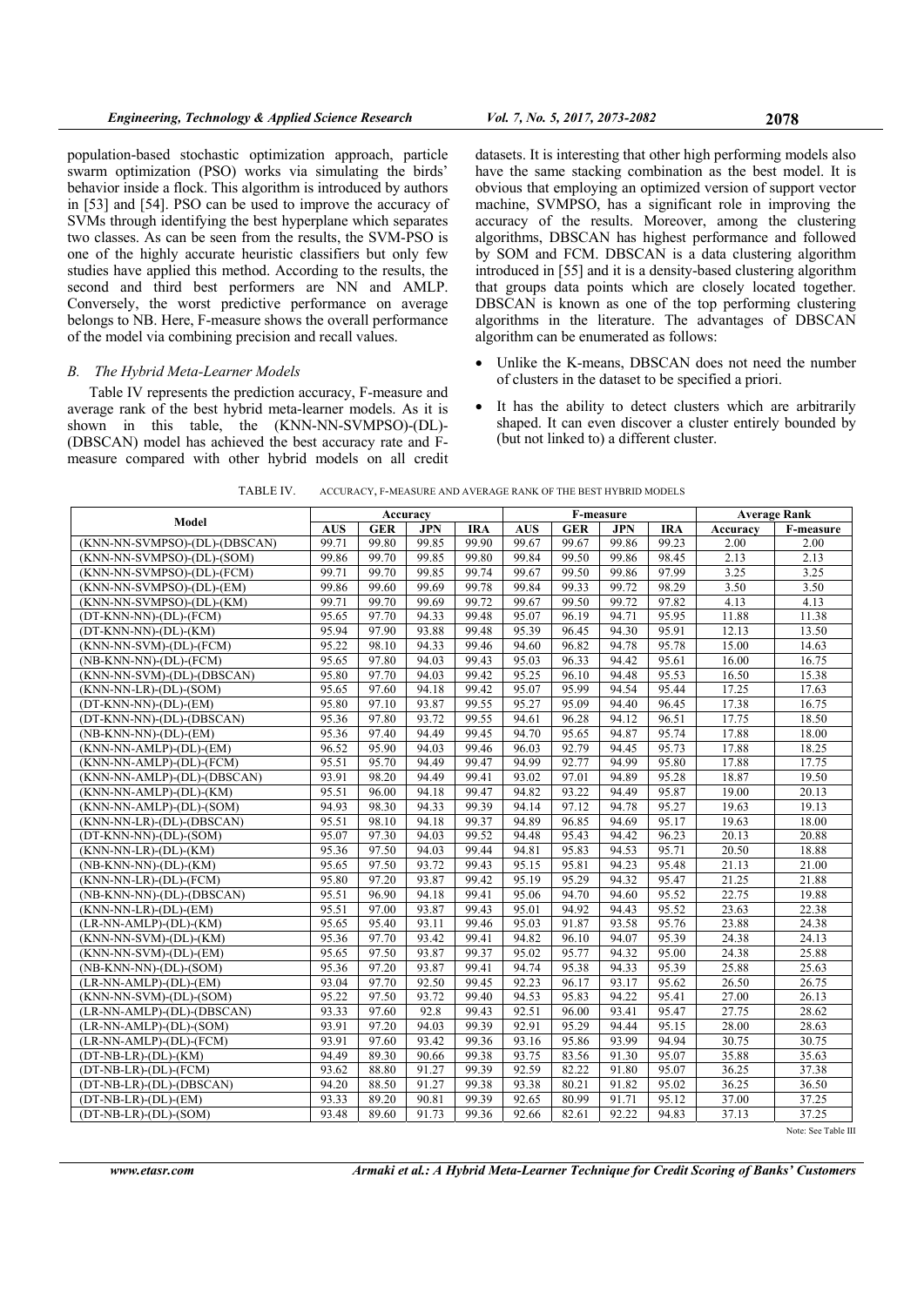population-based stochastic optimization approach, particle swarm optimization (PSO) works via simulating the birds' behavior inside a flock. This algorithm is introduced by authors in [53] and [54]. PSO can be used to improve the accuracy of SVMs through identifying the best hyperplane which separates two classes. As can be seen from the results, the SVM-PSO is one of the highly accurate heuristic classifiers but only few studies have applied this method. According to the results, the second and third best performers are NN and AMLP. Conversely, the worst predictive performance on average belongs to NB. Here, F-measure shows the overall performance of the model via combining precision and recall values.

### *B. The Hybrid Meta-Learner Models*

Table IV represents the prediction accuracy, F-measure and average rank of the best hybrid meta-learner models. As it is shown in this table, the (KNN-NN-SVMPSO)-(DL)-(DBSCAN) model has achieved the best accuracy rate and F-measure compared with other hybrid models on all credit datasets. It is interesting that other high performing models also have the same stacking combination as the best model. It is obvious that employing an optimized version of support vector machine, SVMPSO, has a significant role in improving the accuracy of the results. Moreover, among the clustering algorithms, DBSCAN has highest performance and followed by SOM and FCM. DBSCAN is a data clustering algorithm introduced in [55] and it is a density-based clustering algorithm that groups data points which are closely located together. DBSCAN is known as one of the top performing clustering algorithms in the literature. The advantages of DBSCAN algorithm can be enumerated as follows:

- Unlike the K-means, DBSCAN does not need the number of clusters in the dataset to be specified a priori.
- It has the ability to detect clusters which are arbitrarily shaped. It can even discover a cluster entirely bounded by (but not linked to) a different cluster.

TABLE IV. ACCURACY, F-MEASURE AND AVERAGE RANK OF THE BEST HYBRID MODELS

| Model | Accuracy | | | | F-measure | | | | Average Rank | |
|---|---|---|---|---|---|---|---|---|---|---|
| | AUS | GER | JPN | IRA | AUS | GER | JPN | IRA | Accuracy | F-measure |
| (KNN-NN-SVMPSO)-(DL)-(DBSCAN) | 99.71 | 99.80 | 99.85 | 99.90 | 99.67 | 99.67 | 99.86 | 99.23 | 2.00 | 2.00 |
| (KNN-NN-SVMPSO)-(DL)-(SOM) | 99.86 | 99.70 | 99.85 | 99.80 | 99.84 | 99.50 | 99.86 | 98.45 | 2.13 | 2.13 |
| (KNN-NN-SVMPSO)-(DL)-(FCM) | 99.71 | 99.70 | 99.85 | 99.74 | 99.67 | 99.50 | 99.86 | 97.99 | 3.25 | 3.25 |
| (KNN-NN-SVMPSO)-(DL)-(EM) | 99.86 | 99.60 | 99.69 | 99.78 | 99.84 | 99.33 | 99.72 | 98.29 | 3.50 | 3.50 |
| (KNN-NN-SVMPSO)-(DL)-(KM) | 99.71 | 99.70 | 99.69 | 99.72 | 99.67 | 99.50 | 99.72 | 97.82 | 4.13 | 4.13 |
| (DT-KNN-NN)-(DL)-(FCM) | 95.65 | 97.70 | 94.33 | 99.48 | 95.07 | 96.19 | 94.71 | 95.95 | 11.88 | 11.38 |
| (DT-KNN-NN)-(DL)-(KM) | 95.94 | 97.90 | 93.88 | 99.48 | 95.39 | 96.45 | 94.30 | 95.91 | 12.13 | 13.50 |
| (KNN-NN-SVM)-(DL)-(FCM) | 95.22 | 98.10 | 94.33 | 99.46 | 94.60 | 96.82 | 94.78 | 95.78 | 15.00 | 14.63 |
| (NB-KNN-NN)-(DL)-(FCM) | 95.65 | 97.80 | 94.03 | 99.43 | 95.03 | 96.33 | 94.42 | 95.61 | 16.00 | 16.75 |
| (KNN-NN-SVM)-(DL)-(DBSCAN) | 95.80 | 97.70 | 94.03 | 99.42 | 95.25 | 96.10 | 94.48 | 95.53 | 16.50 | 15.38 |
| (KNN-NN-LR)-(DL)-(SOM) | 95.65 | 97.60 | 94.18 | 99.42 | 95.07 | 95.99 | 94.54 | 95.44 | 17.25 | 17.63 |
| (DT-KNN-NN)-(DL)-(EM) | 95.80 | 97.10 | 93.87 | 99.55 | 95.27 | 95.09 | 94.40 | 96.45 | 17.38 | 16.75 |
| (DT-KNN-NN)-(DL)-(DBSCAN) | 95.36 | 97.80 | 93.72 | 99.55 | 94.61 | 96.28 | 94.12 | 96.51 | 17.75 | 18.50 |
| (NB-KNN-NN)-(DL)-(EM) | 95.36 | 97.40 | 94.49 | 99.45 | 94.70 | 95.65 | 94.87 | 95.74 | 17.88 | 18.00 |
| (KNN-NN-AMLP)-(DL)-(EM) | 96.52 | 95.90 | 94.03 | 99.46 | 96.03 | 92.79 | 94.45 | 95.73 | 17.88 | 18.25 |
| (KNN-NN-AMLP)-(DL)-(FCM) | 95.51 | 95.70 | 94.49 | 99.47 | 94.99 | 92.77 | 94.99 | 95.80 | 17.88 | 17.75 |
| (KNN-NN-AMLP)-(DL)-(DBSCAN) | 93.91 | 98.20 | 94.49 | 99.41 | 93.02 | 97.01 | 94.89 | 95.28 | 18.87 | 19.50 |
| (KNN-NN-AMLP)-(DL)-(KM) | 95.51 | 96.00 | 94.18 | 99.47 | 94.82 | 93.22 | 94.49 | 95.87 | 19.00 | 20.13 |
| (KNN-NN-AMLP)-(DL)-(SOM) | 94.93 | 98.30 | 94.33 | 99.39 | 94.14 | 97.12 | 94.78 | 95.27 | 19.63 | 19.13 |
| (KNN-NN-LR)-(DL)-(DBSCAN) | 95.51 | 98.10 | 94.18 | 99.37 | 94.89 | 96.85 | 94.69 | 95.17 | 19.63 | 18.00 |
| (DT-KNN-NN)-(DL)-(SOM) | 95.07 | 97.30 | 94.03 | 99.52 | 94.48 | 95.43 | 94.42 | 96.23 | 20.13 | 20.88 |
| (KNN-NN-LR)-(DL)-(KM) | 95.36 | 97.50 | 94.03 | 99.44 | 94.81 | 95.83 | 94.53 | 95.71 | 20.50 | 18.88 |
| (NB-KNN-NN)-(DL)-(KM) | 95.65 | 97.50 | 93.72 | 99.43 | 95.15 | 95.81 | 94.23 | 95.48 | 21.13 | 21.00 |
| (KNN-NN-LR)-(DL)-(FCM) | 95.80 | 97.20 | 93.87 | 99.42 | 95.19 | 95.29 | 94.32 | 95.47 | 21.25 | 21.88 |
| (NB-KNN-NN)-(DL)-(DBSCAN) | 95.51 | 96.90 | 94.18 | 99.41 | 95.06 | 94.70 | 94.60 | 95.52 | 22.75 | 19.88 |
| (KNN-NN-LR)-(DL)-(EM) | 95.51 | 97.00 | 93.87 | 99.43 | 95.01 | 94.92 | 94.43 | 95.52 | 23.63 | 22.38 |
| (LR-NN-AMLP)-(DL)-(KM) | 95.65 | 95.40 | 93.11 | 99.46 | 95.03 | 91.87 | 93.58 | 95.76 | 23.88 | 24.38 |
| (KNN-NN-SVM)-(DL)-(KM) | 95.36 | 97.70 | 93.42 | 99.41 | 94.82 | 96.10 | 94.07 | 95.39 | 24.38 | 24.13 |
| (KNN-NN-SVM)-(DL)-(EM) | 95.65 | 97.50 | 93.87 | 99.37 | 95.02 | 95.77 | 94.32 | 95.00 | 24.38 | 25.88 |
| (NB-KNN-NN)-(DL)-(SOM) | 95.36 | 97.20 | 93.87 | 99.41 | 94.74 | 95.38 | 94.33 | 95.39 | 25.88 | 25.63 |
| (LR-NN-AMLP)-(DL)-(EM) | 93.04 | 97.70 | 92.50 | 99.45 | 92.23 | 96.17 | 93.17 | 95.62 | 26.50 | 26.75 |
| (KNN-NN-SVM)-(DL)-(SOM) | 95.22 | 97.50 | 93.72 | 99.40 | 94.53 | 95.83 | 94.22 | 95.41 | 27.00 | 26.13 |
| (LR-NN-AMLP)-(DL)-(DBSCAN) | 93.33 | 97.60 | 92.8 | 99.43 | 92.51 | 96.00 | 93.41 | 95.47 | 27.75 | 28.62 |
| (LR-NN-AMLP)-(DL)-(SOM) | 93.91 | 97.20 | 94.03 | 99.39 | 92.91 | 95.29 | 94.44 | 95.15 | 28.00 | 28.63 |
| (LR-NN-AMLP)-(DL)-(FCM) | 93.91 | 97.60 | 93.42 | 99.36 | 93.16 | 95.86 | 93.99 | 94.94 | 30.75 | 30.75 |
| (DT-NB-LR)-(DL)-(KM) | 94.49 | 89.30 | 90.66 | 99.38 | 93.75 | 83.56 | 91.30 | 95.07 | 35.88 | 35.63 |
| (DT-NB-LR)-(DL)-(FCM) | 93.62 | 88.80 | 91.27 | 99.39 | 92.59 | 82.22 | 91.80 | 95.07 | 36.25 | 37.38 |
| (DT-NB-LR)-(DL)-(DBSCAN) | 94.20 | 88.50 | 91.27 | 99.38 | 93.38 | 80.21 | 91.82 | 95.02 | 36.25 | 36.50 |
| (DT-NB-LR)-(DL)-(EM) | 93.33 | 89.20 | 90.81 | 99.39 | 92.65 | 80.99 | 91.71 | 95.12 | 37.00 | 37.25 |
| (DT-NB-LR)-(DL)-(SOM) | 93.48 | 89.60 | 91.73 | 99.36 | 92.66 | 82.61 | 92.22 | 94.83 | 37.13 | 37.25 |

Note: See Table III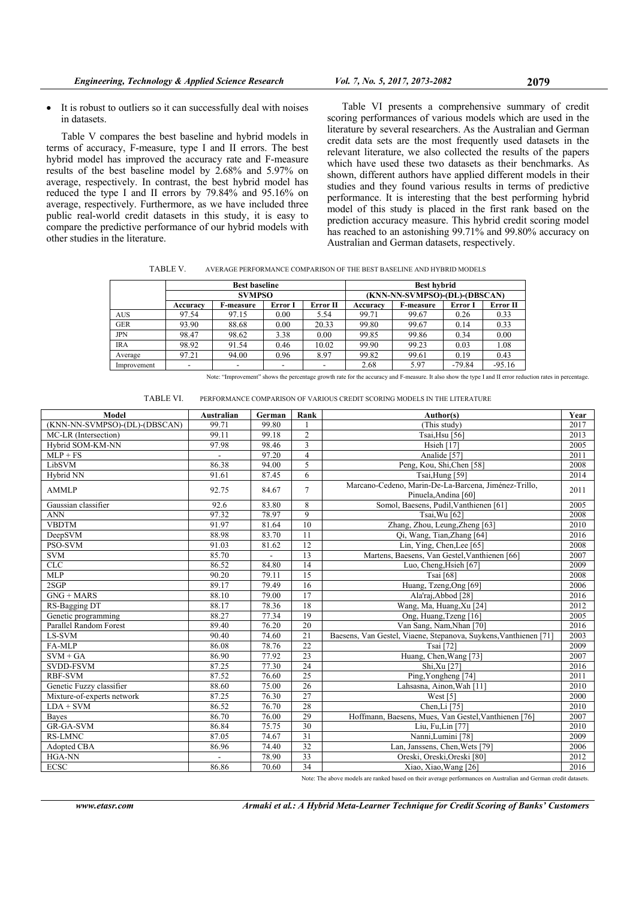- It is robust to outliers so it can successfully deal with noises in datasets.

Table V compares the best baseline and hybrid models in terms of accuracy, F-measure, type I and II errors. The best hybrid model has improved the accuracy rate and F-measure results of the best baseline model by 2.68% and 5.97% on average, respectively. In contrast, the best hybrid model has reduced the type I and II errors by 79.84% and 95.16% on average, respectively. Furthermore, as we have included three public real-world credit datasets in this study, it is easy to compare the predictive performance of our hybrid models with other studies in the literature.

Table VI presents a comprehensive summary of credit scoring performances of various models which are used in the literature by several researchers. As the Australian and German credit data sets are the most frequently used datasets in the relevant literature, we also collected the results of the papers which have used these two datasets as their benchmarks. As shown, different authors have applied different models in their studies and they found various results in terms of predictive performance. It is interesting that the best performing hybrid model of this study is placed in the first rank based on the prediction accuracy measure. This hybrid credit scoring model has reached to an astonishing 99.71% and 99.80% accuracy on Australian and German datasets, respectively.

TABLE V. AVERAGE PERFORMANCE COMPARISON OF THE BEST BASELINE AND HYBRID MODELS

| | **Best baseline** | | | | **Best hybrid** | | | |
|---|---|---|---|---|---|---|---|---|
| | **SVMPSO** | | | | **(KNN-NN-SVMPSO)-(DL)-(DBSCAN)** | | | |
| | **Accuracy** | **F-measure** | **Error I** | **Error II** | **Accuracy** | **F-measure** | **Error I** | **Error II** |
| AUS | 97.54 | 97.15 | 0.00 | 5.54 | 99.71 | 99.67 | 0.26 | 0.33 |
| GER | 93.90 | 88.68 | 0.00 | 20.33 | 99.80 | 99.67 | 0.14 | 0.33 |
| JPN | 98.47 | 98.62 | 3.38 | 0.00 | 99.85 | 99.86 | 0.34 | 0.00 |
| IRA | 98.92 | 91.54 | 0.46 | 10.02 | 99.90 | 99.23 | 0.03 | 1.08 |
| Average | 97.21 | 94.00 | 0.96 | 8.97 | 99.82 | 99.61 | 0.19 | 0.43 |
| Improvement | - | - | - | - | 2.68 | 5.97 | -79.84 | -95.16 |

Note: "Improvement" shows the percentage growth rate for the accuracy and F-measure. It also show the type I and II error reduction rates in percentage.

TABLE VI. PERFORMANCE COMPARISON OF VARIOUS CREDIT SCORING MODELS IN THE LITERATURE

| Model | Australian | German | Rank | Author(s) | Year |
|---|---|---|---|---|---|
| (KNN-NN-SVMPSO)-(DL)-(DBSCAN) | 99.71 | 99.80 | 1 | (This study) | 2017 |
| MC-LR (Intersection) | 99.11 | 99.18 | 2 | Tsai,Hsu [56] | 2013 |
| Hybrid SOM-KM-NN | 97.98 | 98.46 | 3 | Hsieh [17] | 2005 |
| MLP + FS | - | 97.20 | 4 | Analide [57] | 2011 |
| LibSVM | 86.38 | 94.00 | 5 | Peng, Kou, Shi,Chen [58] | 2008 |
| Hybrid NN | 91.61 | 87.45 | 6 | Tsai,Hung [59] | 2014 |
| AMMLP | 92.75 | 84.67 | 7 | Marcano-Cedeno, Marin-De-La-Barcena, Jiménez-Trillo, Pinuela,Andina [60] | 2011 |
| Gaussian classifier | 92.6 | 83.80 | 8 | Somol, Baesens, Pudil,Vanthienen [61] | 2005 |
| ANN | 97.32 | 78.97 | 9 | Tsai,Wu [62] | 2008 |
| VBDTM | 91.97 | 81.64 | 10 | Zhang, Zhou, Leung,Zheng [63] | 2010 |
| DeepSVM | 88.98 | 83.70 | 11 | Qi, Wang, Tian,Zhang [64] | 2016 |
| PSO-SVM | 91.03 | 81.62 | 12 | Lin, Ying, Chen,Lee [65] | 2008 |
| SVM | 85.70 | - | 13 | Martens, Baesens, Van Gestel,Vanthienen [66] | 2007 |
| CLC | 86.52 | 84.80 | 14 | Luo, Cheng,Hsieh [67] | 2009 |
| MLP | 90.20 | 79.11 | 15 | Tsai [68] | 2008 |
| 2SGP | 89.17 | 79.49 | 16 | Huang, Tzeng,Ong [69] | 2006 |
| GNG + MARS | 88.10 | 79.00 | 17 | Ala'raj,Abbod [28] | 2016 |
| RS-Bagging DT | 88.17 | 78.36 | 18 | Wang, Ma, Huang,Xu [24] | 2012 |
| Genetic programming | 88.27 | 77.34 | 19 | Ong, Huang,Tzeng [16] | 2005 |
| Parallel Random Forest | 89.40 | 76.20 | 20 | Van Sang, Nam,Nhan [70] | 2016 |
| LS-SVM | 90.40 | 74.60 | 21 | Baesens, Van Gestel, Viaene, Stepanova, Suykens,Vanthienen [71] | 2003 |
| FA-MLP | 86.08 | 78.76 | 22 | Tsai [72] | 2009 |
| SVM + GA | 86.90 | 77.92 | 23 | Huang, Chen,Wang [73] | 2007 |
| SVDD-FSVM | 87.25 | 77.30 | 24 | Shi,Xu [27] | 2016 |
| RBF-SVM | 87.52 | 76.60 | 25 | Ping,Yongheng [74] | 2011 |
| Genetic Fuzzy classifier | 88.60 | 75.00 | 26 | Lahsasna, Ainon,Wah [11] | 2010 |
| Mixture-of-experts network | 87.25 | 76.30 | 27 | West [5] | 2000 |
| LDA + SVM | 86.52 | 76.70 | 28 | Chen,Li [75] | 2010 |
| Bayes | 86.70 | 76.00 | 29 | Hoffmann, Baesens, Mues, Van Gestel,Vanthienen [76] | 2007 |
| GR-GA-SVM | 86.84 | 75.75 | 30 | Liu, Fu,Lin [77] | 2010 |
| RS-LMNC | 87.05 | 74.67 | 31 | Nanni,Lumini [78] | 2009 |
| Adopted CBA | 86.96 | 74.40 | 32 | Lan, Janssens, Chen,Wets [79] | 2006 |
| HGA-NN | - | 78.90 | 33 | Oreski, Oreski,Oreski [80] | 2012 |
| ECSC | 86.86 | 70.60 | 34 | Xiao, Xiao,Wang [26] | 2016 |

Note: The above models are ranked based on their average performances on Australian and German credit datasets.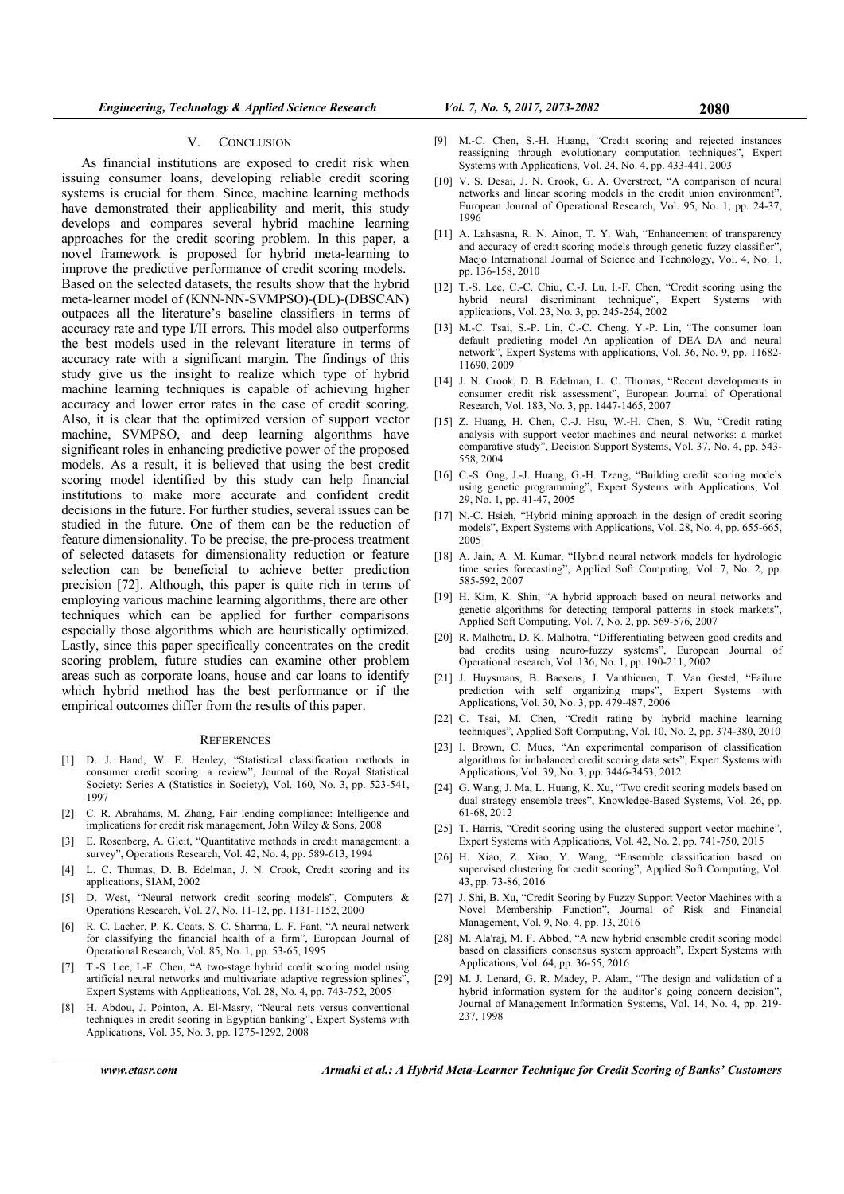## V. CONCLUSION

As financial institutions are exposed to credit risk when issuing consumer loans, developing reliable credit scoring systems is crucial for them. Since, machine learning methods have demonstrated their applicability and merit, this study develops and compares several hybrid machine learning approaches for the credit scoring problem. In this paper, a novel framework is proposed for hybrid meta-learning to improve the predictive performance of credit scoring models. Based on the selected datasets, the results show that the hybrid meta-learner model of (KNN-NN-SVMPSO)-(DL)-(DBSCAN) outpaces all the literature's baseline classifiers in terms of accuracy rate and type I/II errors. This model also outperforms the best models used in the relevant literature in terms of accuracy rate with a significant margin. The findings of this study give us the insight to realize which type of hybrid machine learning techniques is capable of achieving higher accuracy and lower error rates in the case of credit scoring. Also, it is clear that the optimized version of support vector machine, SVMPSO, and deep learning algorithms have significant roles in enhancing predictive power of the proposed models. As a result, it is believed that using the best credit scoring model identified by this study can help financial institutions to make more accurate and confident credit decisions in the future. For further studies, several issues can be studied in the future. One of them can be the reduction of feature dimensionality. To be precise, the pre-process treatment of selected datasets for dimensionality reduction or feature selection can be beneficial to achieve better prediction precision [72]. Although, this paper is quite rich in terms of employing various machine learning algorithms, there are other techniques which can be applied for further comparisons especially those algorithms which are heuristically optimized. Lastly, since this paper specifically concentrates on the credit scoring problem, future studies can examine other problem areas such as corporate loans, house and car loans to identify which hybrid method has the best performance or if the empirical outcomes differ from the results of this paper.

## REFERENCES

[1] D. J. Hand, W. E. Henley, "Statistical classification methods in consumer credit scoring: a review", Journal of the Royal Statistical Society: Series A (Statistics in Society), Vol. 160, No. 3, pp. 523-541, 1997

[2] C. R. Abrahams, M. Zhang, Fair lending compliance: Intelligence and implications for credit risk management, John Wiley & Sons, 2008

[3] E. Rosenberg, A. Gleit, "Quantitative methods in credit management: a survey", Operations Research, Vol. 42, No. 4, pp. 589-613, 1994

[4] L. C. Thomas, D. B. Edelman, J. N. Crook, Credit scoring and its applications, SIAM, 2002

[5] D. West, "Neural network credit scoring models", Computers & Operations Research, Vol. 27, No. 11-12, pp. 1131-1152, 2000

[6] R. C. Lacher, P. K. Coats, S. C. Sharma, L. F. Fant, "A neural network for classifying the financial health of a firm", European Journal of Operational Research, Vol. 85, No. 1, pp. 53-65, 1995

[7] T.-S. Lee, I.-F. Chen, "A two-stage hybrid credit scoring model using artificial neural networks and multivariate adaptive regression splines", Expert Systems with Applications, Vol. 28, No. 4, pp. 743-752, 2005

[8] H. Abdou, J. Pointon, A. El-Masry, "Neural nets versus conventional techniques in credit scoring in Egyptian banking", Expert Systems with Applications, Vol. 35, No. 3, pp. 1275-1292, 2008

[9] M.-C. Chen, S.-H. Huang, "Credit scoring and rejected instances reassigning through evolutionary computation techniques", Expert Systems with Applications, Vol. 24, No. 4, pp. 433-441, 2003

[10] V. S. Desai, J. N. Crook, G. A. Overstreet, "A comparison of neural networks and linear scoring models in the credit union environment", European Journal of Operational Research, Vol. 95, No. 1, pp. 24-37, 1996

[11] A. Lahsasna, R. N. Ainon, T. Y. Wah, "Enhancement of transparency and accuracy of credit scoring models through genetic fuzzy classifier", Maejo International Journal of Science and Technology, Vol. 4, No. 1, pp. 136-158, 2010

[12] T.-S. Lee, C.-C. Chiu, C.-J. Lu, I.-F. Chen, "Credit scoring using the hybrid neural discriminant technique", Expert Systems with applications, Vol. 23, No. 3, pp. 245-254, 2002

[13] M.-C. Tsai, S.-P. Lin, C.-C. Cheng, Y.-P. Lin, "The consumer loan default predicting model–An application of DEA–DA and neural network", Expert Systems with applications, Vol. 36, No. 9, pp. 11682-11690, 2009

[14] J. N. Crook, D. B. Edelman, L. C. Thomas, "Recent developments in consumer credit risk assessment", European Journal of Operational Research, Vol. 183, No. 3, pp. 1447-1465, 2007

[15] Z. Huang, H. Chen, C.-J. Hsu, W.-H. Chen, S. Wu, "Credit rating analysis with support vector machines and neural networks: a market comparative study", Decision Support Systems, Vol. 37, No. 4, pp. 543-558, 2004

[16] C.-S. Ong, J.-J. Huang, G.-H. Tzeng, "Building credit scoring models using genetic programming", Expert Systems with Applications, Vol. 29, No. 1, pp. 41-47, 2005

[17] N.-C. Hsieh, "Hybrid mining approach in the design of credit scoring models", Expert Systems with Applications, Vol. 28, No. 4, pp. 655-665, 2005

[18] A. Jain, A. M. Kumar, "Hybrid neural network models for hydrologic time series forecasting", Applied Soft Computing, Vol. 7, No. 2, pp. 585-592, 2007

[19] H. Kim, K. Shin, "A hybrid approach based on neural networks and genetic algorithms for detecting temporal patterns in stock markets", Applied Soft Computing, Vol. 7, No. 2, pp. 569-576, 2007

[20] R. Malhotra, D. K. Malhotra, "Differentiating between good credits and bad credits using neuro-fuzzy systems", European Journal of Operational research, Vol. 136, No. 1, pp. 190-211, 2002

[21] J. Huysmans, B. Baesens, J. Vanthienen, T. Van Gestel, "Failure prediction with self organizing maps", Expert Systems with Applications, Vol. 30, No. 3, pp. 479-487, 2006

[22] C. Tsai, M. Chen, "Credit rating by hybrid machine learning techniques", Applied Soft Computing, Vol. 10, No. 2, pp. 374-380, 2010

[23] I. Brown, C. Mues, "An experimental comparison of classification algorithms for imbalanced credit scoring data sets", Expert Systems with Applications, Vol. 39, No. 3, pp. 3446-3453, 2012

[24] G. Wang, J. Ma, L. Huang, K. Xu, "Two credit scoring models based on dual strategy ensemble trees", Knowledge-Based Systems, Vol. 26, pp. 61-68, 2012

[25] T. Harris, "Credit scoring using the clustered support vector machine", Expert Systems with Applications, Vol. 42, No. 2, pp. 741-750, 2015

[26] H. Xiao, Z. Xiao, Y. Wang, "Ensemble classification based on supervised clustering for credit scoring", Applied Soft Computing, Vol. 43, pp. 73-86, 2016

[27] J. Shi, B. Xu, "Credit Scoring by Fuzzy Support Vector Machines with a Novel Membership Function", Journal of Risk and Financial Management, Vol. 9, No. 4, pp. 13, 2016

[28] M. Ala'raj, M. F. Abbod, "A new hybrid ensemble credit scoring model based on classifiers consensus system approach", Expert Systems with Applications, Vol. 64, pp. 36-55, 2016

[29] M. J. Lenard, G. R. Madey, P. Alam, "The design and validation of a hybrid information system for the auditor's going concern decision", Journal of Management Information Systems, Vol. 14, No. 4, pp. 219-237, 1998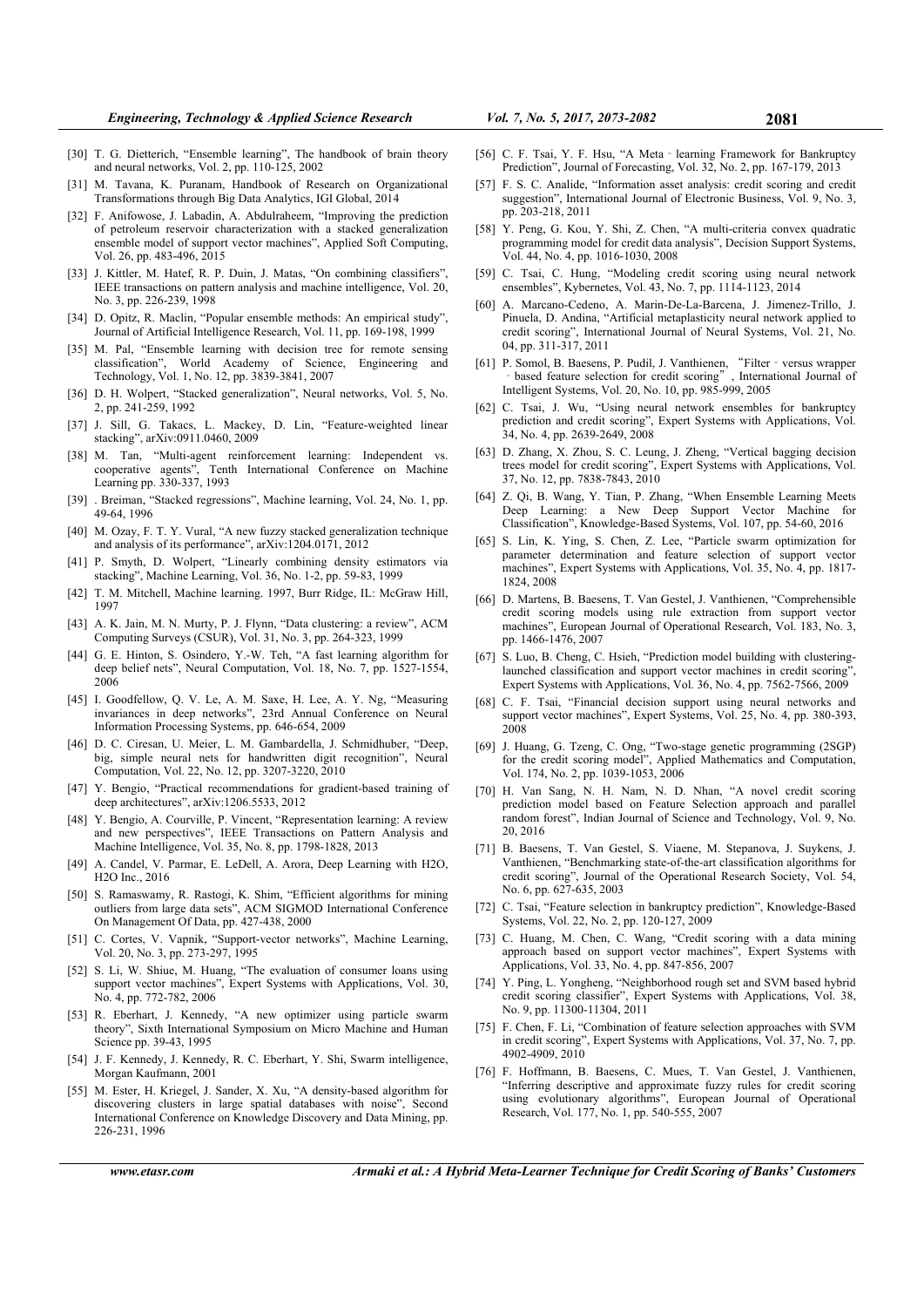[30] T. G. Dietterich, "Ensemble learning", The handbook of brain theory and neural networks, Vol. 2, pp. 110-125, 2002

[31] M. Tavana, K. Puranam, Handbook of Research on Organizational Transformations through Big Data Analytics, IGI Global, 2014

[32] F. Anifowose, J. Labadin, A. Abdulraheem, "Improving the prediction of petroleum reservoir characterization with a stacked generalization ensemble model of support vector machines", Applied Soft Computing, Vol. 26, pp. 483-496, 2015

[33] J. Kittler, M. Hatef, R. P. Duin, J. Matas, "On combining classifiers", IEEE transactions on pattern analysis and machine intelligence, Vol. 20, No. 3, pp. 226-239, 1998

[34] D. Opitz, R. Maclin, "Popular ensemble methods: An empirical study", Journal of Artificial Intelligence Research, Vol. 11, pp. 169-198, 1999

[35] M. Pal, "Ensemble learning with decision tree for remote sensing classification", World Academy of Science, Engineering and Technology, Vol. 1, No. 12, pp. 3839-3841, 2007

[36] D. H. Wolpert, "Stacked generalization", Neural networks, Vol. 5, No. 2, pp. 241-259, 1992

[37] J. Sill, G. Takacs, L. Mackey, D. Lin, "Feature-weighted linear stacking", arXiv:0911.0460, 2009

[38] M. Tan, "Multi-agent reinforcement learning: Independent vs. cooperative agents", Tenth International Conference on Machine Learning pp. 330-337, 1993

[39] . Breiman, "Stacked regressions", Machine learning, Vol. 24, No. 1, pp. 49-64, 1996

[40] M. Ozay, F. T. Y. Vural, "A new fuzzy stacked generalization technique and analysis of its performance", arXiv:1204.0171, 2012

[41] P. Smyth, D. Wolpert, "Linearly combining density estimators via stacking", Machine Learning, Vol. 36, No. 1-2, pp. 59-83, 1999

[42] T. M. Mitchell, Machine learning. 1997, Burr Ridge, IL: McGraw Hill, 1997

[43] A. K. Jain, M. N. Murty, P. J. Flynn, "Data clustering: a review", ACM Computing Surveys (CSUR), Vol. 31, No. 3, pp. 264-323, 1999

[44] G. E. Hinton, S. Osindero, Y.-W. Teh, "A fast learning algorithm for deep belief nets", Neural Computation, Vol. 18, No. 7, pp. 1527-1554, 2006

[45] I. Goodfellow, Q. V. Le, A. M. Saxe, H. Lee, A. Y. Ng, "Measuring invariances in deep networks", 23rd Annual Conference on Neural Information Processing Systems, pp. 646-654, 2009

[46] D. C. Ciresan, U. Meier, L. M. Gambardella, J. Schmidhuber, "Deep, big, simple neural nets for handwritten digit recognition", Neural Computation, Vol. 22, No. 12, pp. 3207-3220, 2010

[47] Y. Bengio, "Practical recommendations for gradient-based training of deep architectures", arXiv:1206.5533, 2012

[48] Y. Bengio, A. Courville, P. Vincent, "Representation learning: A review and new perspectives", IEEE Transactions on Pattern Analysis and Machine Intelligence, Vol. 35, No. 8, pp. 1798-1828, 2013

[49] A. Candel, V. Parmar, E. LeDell, A. Arora, Deep Learning with H2O, H2O Inc., 2016

[50] S. Ramaswamy, R. Rastogi, K. Shim, "Efficient algorithms for mining outliers from large data sets", ACM SIGMOD International Conference On Management Of Data, pp. 427-438, 2000

[51] C. Cortes, V. Vapnik, "Support-vector networks", Machine Learning, Vol. 20, No. 3, pp. 273-297, 1995

[52] S. Li, W. Shiue, M. Huang, "The evaluation of consumer loans using support vector machines", Expert Systems with Applications, Vol. 30, No. 4, pp. 772-782, 2006

[53] R. Eberhart, J. Kennedy, "A new optimizer using particle swarm theory", Sixth International Symposium on Micro Machine and Human Science pp. 39-43, 1995

[54] J. F. Kennedy, J. Kennedy, R. C. Eberhart, Y. Shi, Swarm intelligence, Morgan Kaufmann, 2001

[55] M. Ester, H. Kriegel, J. Sander, X. Xu, "A density-based algorithm for discovering clusters in large spatial databases with noise", Second International Conference on Knowledge Discovery and Data Mining, pp. 226-231, 1996

[56] C. F. Tsai, Y. F. Hsu, "A Meta‐learning Framework for Bankruptcy Prediction", Journal of Forecasting, Vol. 32, No. 2, pp. 167-179, 2013

[57] F. S. C. Analide, "Information asset analysis: credit scoring and credit suggestion", International Journal of Electronic Business, Vol. 9, No. 3, pp. 203-218, 2011

[58] Y. Peng, G. Kou, Y. Shi, Z. Chen, "A multi-criteria convex quadratic programming model for credit data analysis", Decision Support Systems, Vol. 44, No. 4, pp. 1016-1030, 2008

[59] C. Tsai, C. Hung, "Modeling credit scoring using neural network ensembles", Kybernetes, Vol. 43, No. 7, pp. 1114-1123, 2014

[60] A. Marcano-Cedeno, A. Marin-De-La-Barcena, J. Jimenez-Trillo, J. Pinuela, D. Andina, "Artificial metaplasticity neural network applied to credit scoring", International Journal of Neural Systems, Vol. 21, No. 04, pp. 311-317, 2011

[61] P. Somol, B. Baesens, P. Pudil, J. Vanthienen, "Filter‐versus wrapper‐based feature selection for credit scoring", International Journal of Intelligent Systems, Vol. 20, No. 10, pp. 985-999, 2005

[62] C. Tsai, J. Wu, "Using neural network ensembles for bankruptcy prediction and credit scoring", Expert Systems with Applications, Vol. 34, No. 4, pp. 2639-2649, 2008

[63] D. Zhang, X. Zhou, S. C. Leung, J. Zheng, "Vertical bagging decision trees model for credit scoring", Expert Systems with Applications, Vol. 37, No. 12, pp. 7838-7843, 2010

[64] Z. Qi, B. Wang, Y. Tian, P. Zhang, "When Ensemble Learning Meets Deep Learning: a New Deep Support Vector Machine for Classification", Knowledge-Based Systems, Vol. 107, pp. 54-60, 2016

[65] S. Lin, K. Ying, S. Chen, Z. Lee, "Particle swarm optimization for parameter determination and feature selection of support vector machines", Expert Systems with Applications, Vol. 35, No. 4, pp. 1817-1824, 2008

[66] D. Martens, B. Baesens, T. Van Gestel, J. Vanthienen, "Comprehensible credit scoring models using rule extraction from support vector machines", European Journal of Operational Research, Vol. 183, No. 3, pp. 1466-1476, 2007

[67] S. Luo, B. Cheng, C. Hsieh, "Prediction model building with clustering-launched classification and support vector machines in credit scoring", Expert Systems with Applications, Vol. 36, No. 4, pp. 7562-7566, 2009

[68] C. F. Tsai, "Financial decision support using neural networks and support vector machines", Expert Systems, Vol. 25, No. 4, pp. 380-393, 2008

[69] J. Huang, G. Tzeng, C. Ong, "Two-stage genetic programming (2SGP) for the credit scoring model", Applied Mathematics and Computation, Vol. 174, No. 2, pp. 1039-1053, 2006

[70] H. Van Sang, N. H. Nam, N. D. Nhan, "A novel credit scoring prediction model based on Feature Selection approach and parallel random forest", Indian Journal of Science and Technology, Vol. 9, No. 20, 2016

[71] B. Baesens, T. Van Gestel, S. Viaene, M. Stepanova, J. Suykens, J. Vanthienen, "Benchmarking state-of-the-art classification algorithms for credit scoring", Journal of the Operational Research Society, Vol. 54, No. 6, pp. 627-635, 2003

[72] C. Tsai, "Feature selection in bankruptcy prediction", Knowledge-Based Systems, Vol. 22, No. 2, pp. 120-127, 2009

[73] C. Huang, M. Chen, C. Wang, "Credit scoring with a data mining approach based on support vector machines", Expert Systems with Applications, Vol. 33, No. 4, pp. 847-856, 2007

[74] Y. Ping, L. Yongheng, "Neighborhood rough set and SVM based hybrid credit scoring classifier", Expert Systems with Applications, Vol. 38, No. 9, pp. 11300-11304, 2011

[75] F. Chen, F. Li, "Combination of feature selection approaches with SVM in credit scoring", Expert Systems with Applications, Vol. 37, No. 7, pp. 4902-4909, 2010

[76] F. Hoffmann, B. Baesens, C. Mues, T. Van Gestel, J. Vanthienen, "Inferring descriptive and approximate fuzzy rules for credit scoring using evolutionary algorithms", European Journal of Operational Research, Vol. 177, No. 1, pp. 540-555, 2007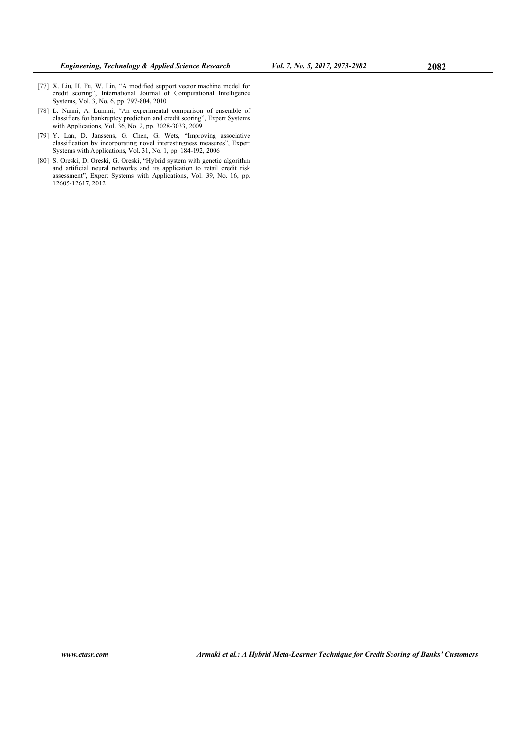[77] X. Liu, H. Fu, W. Lin, "A modified support vector machine model for credit scoring", International Journal of Computational Intelligence Systems, Vol. 3, No. 6, pp. 797-804, 2010

[78] L. Nanni, A. Lumini, "An experimental comparison of ensemble of classifiers for bankruptcy prediction and credit scoring", Expert Systems with Applications, Vol. 36, No. 2, pp. 3028-3033, 2009

[79] Y. Lan, D. Janssens, G. Chen, G. Wets, "Improving associative classification by incorporating novel interestingness measures", Expert Systems with Applications, Vol. 31, No. 1, pp. 184-192, 2006

[80] S. Oreski, D. Oreski, G. Oreski, "Hybrid system with genetic algorithm and artificial neural networks and its application to retail credit risk assessment", Expert Systems with Applications, Vol. 39, No. 16, pp. 12605-12617, 2012